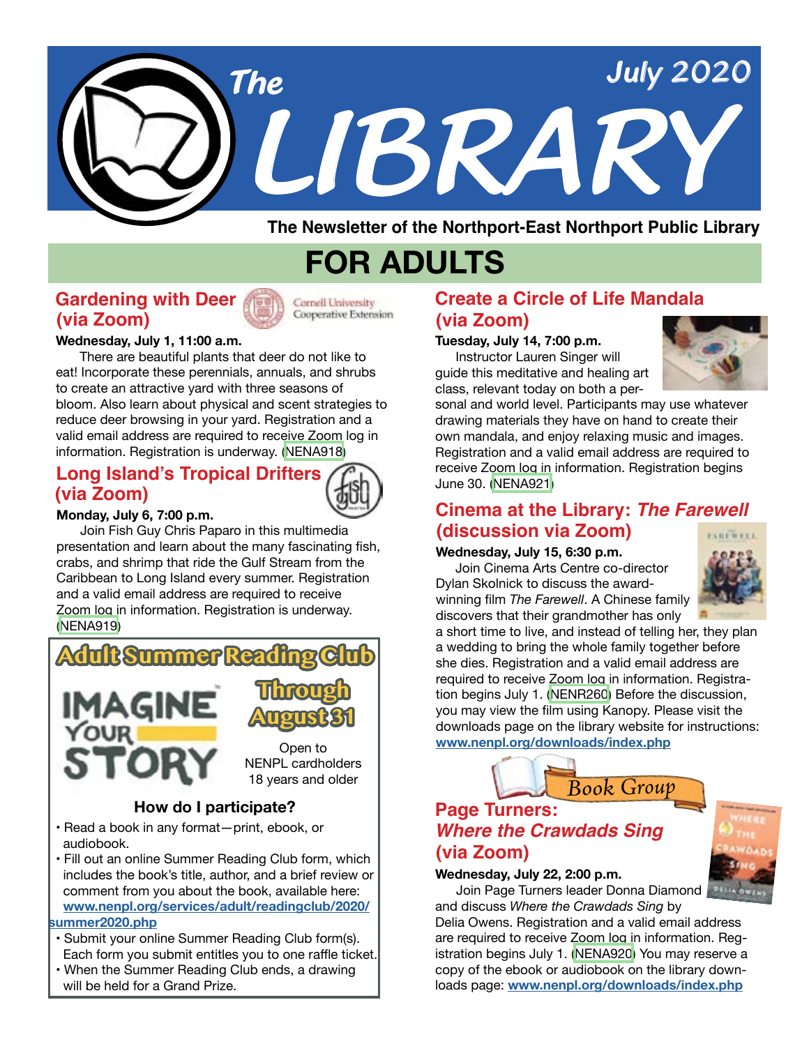# The LIBRARY

July 2020

**The Newsletter of the Northport-East Northport Public Library**

# FOR ADULTS

## Gardening with Deer (via Zoom)

Cornell University Cooperative Extension

**Wednesday, July 1, 11:00 a.m.**

There are beautiful plants that deer do not like to eat! Incorporate these perennials, annuals, and shrubs to create an attractive yard with three seasons of bloom. Also learn about physical and scent strategies to reduce deer browsing in your yard. Registration and a valid email address are required to receive Zoom log in information. Registration is underway. (NENA918)

## Long Island's Tropical Drifters (via Zoom)

**Monday, July 6, 7:00 p.m.**

Join Fish Guy Chris Paparo in this multimedia presentation and learn about the many fascinating fish, crabs, and shrimp that ride the Gulf Stream from the Caribbean to Long Island every summer. Registration and a valid email address are required to receive Zoom log in information. Registration is underway. (NENA919)

## Adult Summer Reading Club

**IMAGINE YOUR STORY**

**Through August 31**

Open to NENPL cardholders 18 years and older

### How do I participate?

- Read a book in any format—print, ebook, or audiobook.
- Fill out an online Summer Reading Club form, which includes the book's title, author, and a brief review or comment from you about the book, available here: **www.nenpl.org/services/adult/readingclub/2020/summer2020.php**
- Submit your online Summer Reading Club form(s). Each form you submit entitles you to one raffle ticket.
- When the Summer Reading Club ends, a drawing will be held for a Grand Prize.

## Create a Circle of Life Mandala (via Zoom)

**Tuesday, July 14, 7:00 p.m.**

Instructor Lauren Singer will guide this meditative and healing art class, relevant today on both a personal and world level. Participants may use whatever drawing materials they have on hand to create their own mandala, and enjoy relaxing music and images. Registration and a valid email address are required to receive Zoom log in information. Registration begins June 30. (NENA921)

## Cinema at the Library: *The Farewell* (discussion via Zoom)

**Wednesday, July 15, 6:30 p.m.**

Join Cinema Arts Centre co-director Dylan Skolnick to discuss the award-winning film *The Farewell*. A Chinese family discovers that their grandmother has only a short time to live, and instead of telling her, they plan a wedding to bring the whole family together before she dies. Registration and a valid email address are required to receive Zoom log in information. Registration begins July 1. (NENR260) Before the discussion, you may view the film using Kanopy. Please visit the downloads page on the library website for instructions: **www.nenpl.org/downloads/index.php**

Book Group

## Page Turners: *Where the Crawdads Sing* (via Zoom)

**Wednesday, July 22, 2:00 p.m.**

Join Page Turners leader Donna Diamond and discuss *Where the Crawdads Sing* by Delia Owens. Registration and a valid email address are required to receive Zoom log in information. Registration begins July 1. (NENA920) You may reserve a copy of the ebook or audiobook on the library downloads page: **www.nenpl.org/downloads/index.php**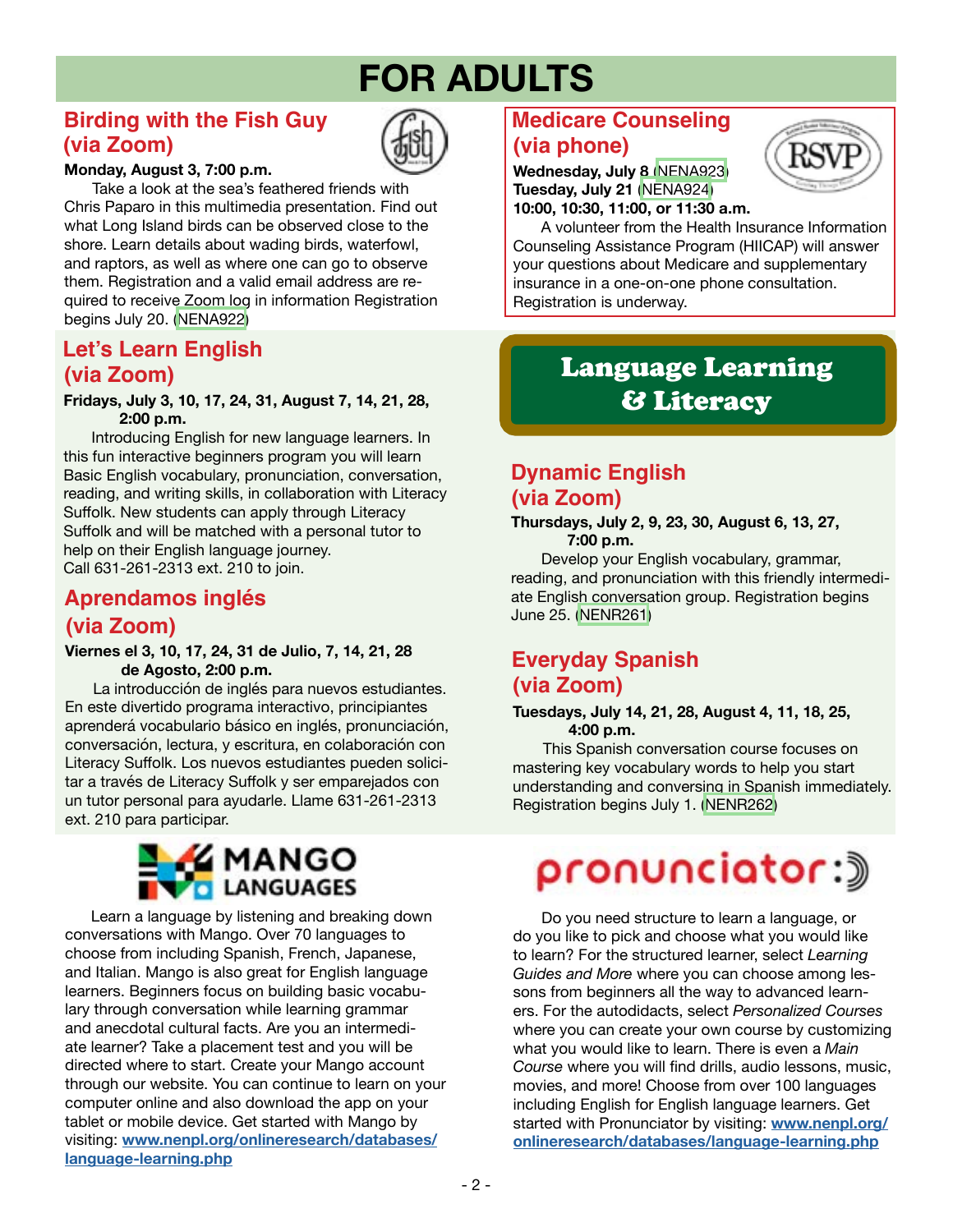# FOR ADULTS

## Birding with the Fish Guy (via Zoom)

**Monday, August 3, 7:00 p.m.**

Take a look at the sea's feathered friends with Chris Paparo in this multimedia presentation. Find out what Long Island birds can be observed close to the shore. Learn details about wading birds, waterfowl, and raptors, as well as where one can go to observe them. Registration and a valid email address are required to receive Zoom log in information Registration begins July 20. (NENA922)

## Let's Learn English (via Zoom)

**Fridays, July 3, 10, 17, 24, 31, August 7, 14, 21, 28, 2:00 p.m.**

Introducing English for new language learners. In this fun interactive beginners program you will learn Basic English vocabulary, pronunciation, conversation, reading, and writing skills, in collaboration with Literacy Suffolk. New students can apply through Literacy Suffolk and will be matched with a personal tutor to help on their English language journey.
Call 631-261-2313 ext. 210 to join.

## Aprendamos inglés (via Zoom)

**Viernes el 3, 10, 17, 24, 31 de Julio, 7, 14, 21, 28 de Agosto, 2:00 p.m.**

La introducción de inglés para nuevos estudiantes. En este divertido programa interactivo, principiantes aprenderá vocabulario básico en inglés, pronunciación, conversación, lectura, y escritura, en colaboración con Literacy Suffolk. Los nuevos estudiantes pueden solicitar a través de Literacy Suffolk y ser emparejados con un tutor personal para ayudarle. Llame 631-261-2313 ext. 210 para participar.

## Medicare Counseling (via phone)

**Wednesday, July 8 (NENA923)**
**Tuesday, July 21 (NENA924)**
**10:00, 10:30, 11:00, or 11:30 a.m.**

A volunteer from the Health Insurance Information Counseling Assistance Program (HIICAP) will answer your questions about Medicare and supplementary insurance in a one-on-one phone consultation. Registration is underway.

# Language Learning & Literacy

## Dynamic English (via Zoom)

**Thursdays, July 2, 9, 23, 30, August 6, 13, 27, 7:00 p.m.**

Develop your English vocabulary, grammar, reading, and pronunciation with this friendly intermediate English conversation group. Registration begins June 25. (NENR261)

## Everyday Spanish (via Zoom)

**Tuesdays, July 14, 21, 28, August 4, 11, 18, 25, 4:00 p.m.**

This Spanish conversation course focuses on mastering key vocabulary words to help you start understanding and conversing in Spanish immediately. Registration begins July 1. (NENR262)

## MANGO LANGUAGES

Learn a language by listening and breaking down conversations with Mango. Over 70 languages to choose from including Spanish, French, Japanese, and Italian. Mango is also great for English language learners. Beginners focus on building basic vocabulary through conversation while learning grammar and anecdotal cultural facts. Are you an intermediate learner? Take a placement test and you will be directed where to start. Create your Mango account through our website. You can continue to learn on your computer online and also download the app on your tablet or mobile device. Get started with Mango by visiting: **www.nenpl.org/onlineresearch/databases/language-learning.php**

## pronunciator

Do you need structure to learn a language, or do you like to pick and choose what you would like to learn? For the structured learner, select *Learning Guides and More* where you can choose among lessons from beginners all the way to advanced learners. For the autodidacts, select *Personalized Courses* where you can create your own course by customizing what you would like to learn. There is even a *Main Course* where you will find drills, audio lessons, music, movies, and more! Choose from over 100 languages including English for English language learners. Get started with Pronunciator by visiting: **www.nenpl.org/onlineresearch/databases/language-learning.php**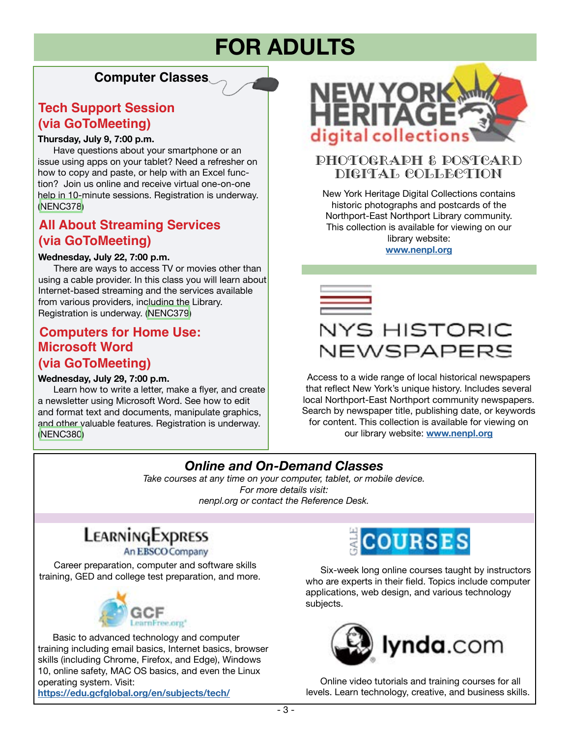# FOR ADULTS

## Computer Classes

### Tech Support Session (via GoToMeeting)

**Thursday, July 9, 7:00 p.m.**

Have questions about your smartphone or an issue using apps on your tablet? Need a refresher on how to copy and paste, or help with an Excel function? Join us online and receive virtual one-on-one help in 10-minute sessions. Registration is underway. (NENC378)

### All About Streaming Services (via GoToMeeting)

**Wednesday, July 22, 7:00 p.m.**

There are ways to access TV or movies other than using a cable provider. In this class you will learn about Internet-based streaming and the services available from various providers, including the Library. Registration is underway. (NENC379)

### Computers for Home Use: Microsoft Word (via GoToMeeting)

**Wednesday, July 29, 7:00 p.m.**

Learn how to write a letter, make a flyer, and create a newsletter using Microsoft Word. See how to edit and format text and documents, manipulate graphics, and other valuable features. Registration is underway. (NENC380)

## NEW YORK HERITAGE digital collections

### PHOTOGRAPH & POSTCARD DIGITAL COLLECTION

New York Heritage Digital Collections contains historic photographs and postcards of the Northport-East Northport Library community. This collection is available for viewing on our library website: **www.nenpl.org**

## NYS HISTORIC NEWSPAPERS

Access to a wide range of local historical newspapers that reflect New York's unique history. Includes several local Northport-East Northport community newspapers. Search by newspaper title, publishing date, or keywords for content. This collection is available for viewing on our library website: **www.nenpl.org**

## *Online and On-Demand Classes*

*Take courses at any time on your computer, tablet, or mobile device.*
*For more details visit:*
*nenpl.org or contact the Reference Desk.*

### LearningExpress – An EBSCO Company

Career preparation, computer and software skills training, GED and college test preparation, and more.

### GCF LearnFree.org

Basic to advanced technology and computer training including email basics, Internet basics, browser skills (including Chrome, Firefox, and Edge), Windows 10, online safety, MAC OS basics, and even the Linux operating system. Visit: **https://edu.gcfglobal.org/en/subjects/tech/**

### GALE COURSES

Six-week long online courses taught by instructors who are experts in their field. Topics include computer applications, web design, and various technology subjects.

### lynda.com

Online video tutorials and training courses for all levels. Learn technology, creative, and business skills.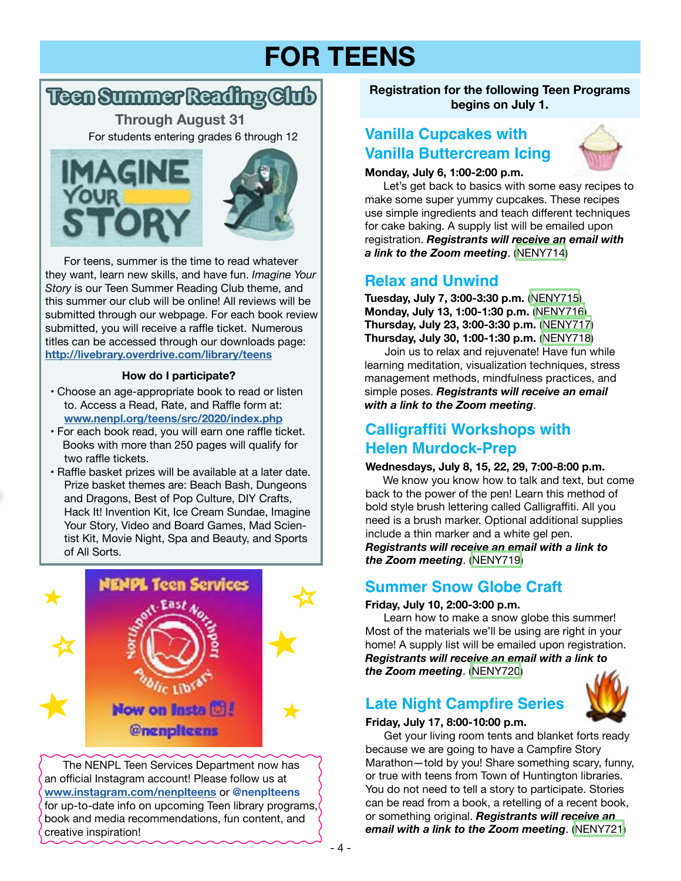# FOR TEENS

## Teen Summer Reading Club

**Through August 31**

For students entering grades 6 through 12

IMAGINE YOUR STORY

For teens, summer is the time to read whatever they want, learn new skills, and have fun. *Imagine Your Story* is our Teen Summer Reading Club theme, and this summer our club will be online! All reviews will be submitted through our webpage. For each book review submitted, you will receive a raffle ticket. Numerous titles can be accessed through our downloads page: http://livebrary.overdrive.com/library/teens

**How do I participate?**

- Choose an age-appropriate book to read or listen to. Access a Read, Rate, and Raffle form at: www.nenpl.org/teens/src/2020/index.php
- For each book read, you will earn one raffle ticket. Books with more than 250 pages will qualify for two raffle tickets.
- Raffle basket prizes will be available at a later date. Prize basket themes are: Beach Bash, Dungeons and Dragons, Best of Pop Culture, DIY Crafts, Hack It! Invention Kit, Ice Cream Sundae, Imagine Your Story, Video and Board Games, Mad Scientist Kit, Movie Night, Spa and Beauty, and Sports of All Sorts.

NENPL Teen Services

Northport-East Northport Public Library

Now on Insta! @nenplteens

The NENPL Teen Services Department now has an official Instagram account! Please follow us at www.instagram.com/nenplteens or @nenplteens for up-to-date info on upcoming Teen library programs, book and media recommendations, fun content, and creative inspiration!

**Registration for the following Teen Programs begins on July 1.**

## Vanilla Cupcakes with Vanilla Buttercream Icing

**Monday, July 6, 1:00-2:00 p.m.**

Let's get back to basics with some easy recipes to make some super yummy cupcakes. These recipes use simple ingredients and teach different techniques for cake baking. A supply list will be emailed upon registration. ***Registrants will receive an email with a link to the Zoom meeting***. (NENY714)

## Relax and Unwind

**Tuesday, July 7, 3:00-3:30 p.m.** (NENY715)
**Monday, July 13, 1:00-1:30 p.m.** (NENY716)
**Thursday, July 23, 3:00-3:30 p.m.** (NENY717)
**Thursday, July 30, 1:00-1:30 p.m.** (NENY718)

Join us to relax and rejuvenate! Have fun while learning meditation, visualization techniques, stress management methods, mindfulness practices, and simple poses. ***Registrants will receive an email with a link to the Zoom meeting***.

## Calligraffiti Workshops with Helen Murdock-Prep

**Wednesdays, July 8, 15, 22, 29, 7:00-8:00 p.m.**

We know you know how to talk and text, but come back to the power of the pen! Learn this method of bold style brush lettering called Calligraffiti. All you need is a brush marker. Optional additional supplies include a thin marker and a white gel pen. ***Registrants will receive an email with a link to the Zoom meeting***. (NENY719)

## Summer Snow Globe Craft

**Friday, July 10, 2:00-3:00 p.m.**

Learn how to make a snow globe this summer! Most of the materials we'll be using are right in your home! A supply list will be emailed upon registration. ***Registrants will receive an email with a link to the Zoom meeting***. (NENY720)

## Late Night Campfire Series

**Friday, July 17, 8:00-10:00 p.m.**

Get your living room tents and blanket forts ready because we are going to have a Campfire Story Marathon—told by you! Share something scary, funny, or true with teens from Town of Huntington libraries. You do not need to tell a story to participate. Stories can be read from a book, a retelling of a recent book, or something original. ***Registrants will receive an email with a link to the Zoom meeting***. (NENY721)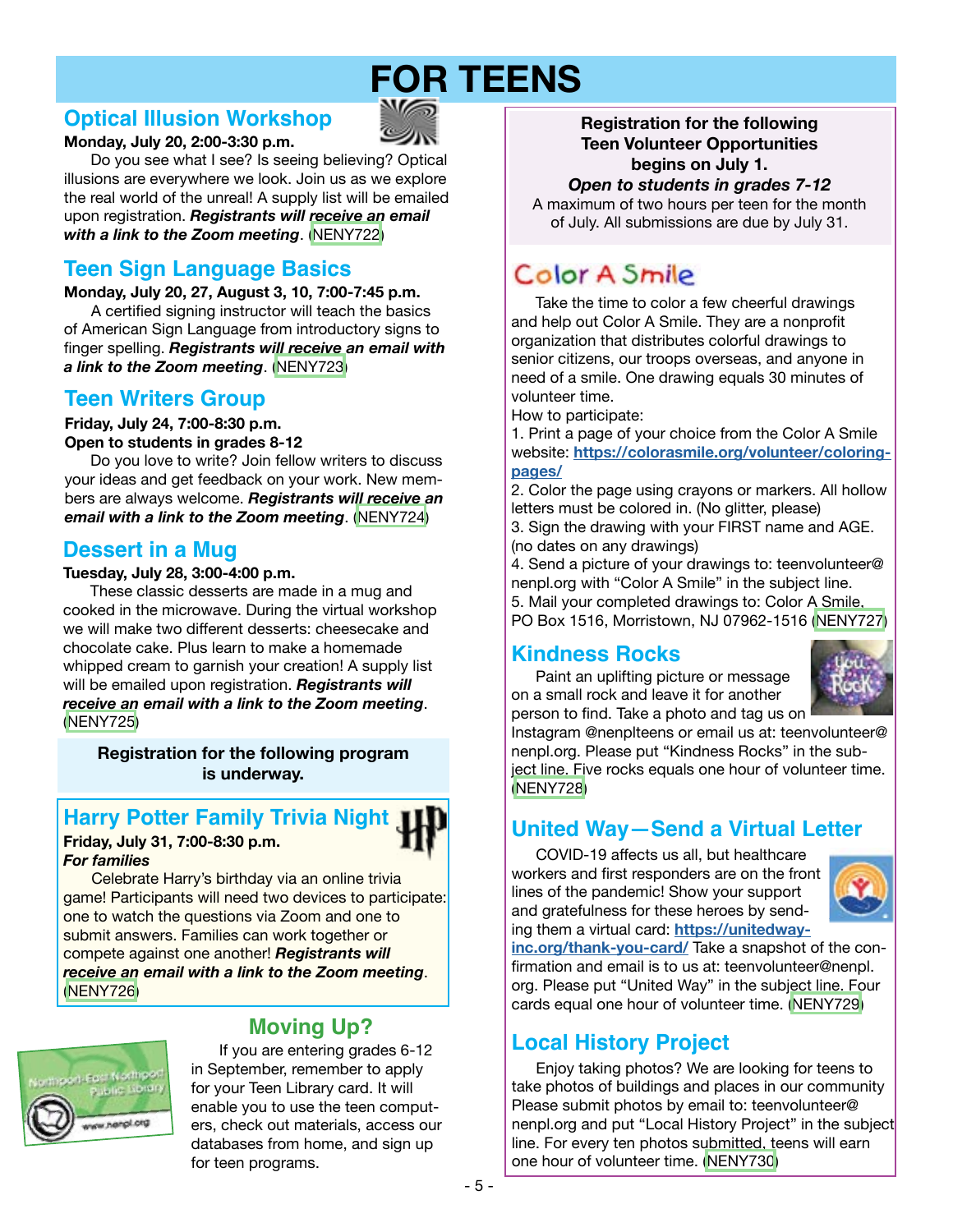# FOR TEENS

## Optical Illusion Workshop

**Monday, July 20, 2:00-3:30 p.m.**

Do you see what I see? Is seeing believing? Optical illusions are everywhere we look. Join us as we explore the real world of the unreal! A supply list will be emailed upon registration. ***Registrants will receive an email with a link to the Zoom meeting***. (NENY722)

## Teen Sign Language Basics

**Monday, July 20, 27, August 3, 10, 7:00-7:45 p.m.**

A certified signing instructor will teach the basics of American Sign Language from introductory signs to finger spelling. ***Registrants will receive an email with a link to the Zoom meeting***. (NENY723)

## Teen Writers Group

**Friday, July 24, 7:00-8:30 p.m.**
**Open to students in grades 8-12**

Do you love to write? Join fellow writers to discuss your ideas and get feedback on your work. New members are always welcome. ***Registrants will receive an email with a link to the Zoom meeting***. (NENY724)

## Dessert in a Mug

**Tuesday, July 28, 3:00-4:00 p.m.**

These classic desserts are made in a mug and cooked in the microwave. During the virtual workshop we will make two different desserts: cheesecake and chocolate cake. Plus learn to make a homemade whipped cream to garnish your creation! A supply list will be emailed upon registration. ***Registrants will receive an email with a link to the Zoom meeting***. (NENY725)

**Registration for the following program is underway.**

## Harry Potter Family Trivia Night

**Friday, July 31, 7:00-8:30 p.m.**
***For families***

Celebrate Harry's birthday via an online trivia game! Participants will need two devices to participate: one to watch the questions via Zoom and one to submit answers. Families can work together or compete against one another! ***Registrants will receive an email with a link to the Zoom meeting***. (NENY726)

## Moving Up?

If you are entering grades 6-12 in September, remember to apply for your Teen Library card. It will enable you to use the teen computers, check out materials, access our databases from home, and sign up for teen programs.

**Registration for the following Teen Volunteer Opportunities begins on July 1.**
***Open to students in grades 7-12***
A maximum of two hours per teen for the month of July. All submissions are due by July 31.

## Color A Smile

Take the time to color a few cheerful drawings and help out Color A Smile. They are a nonprofit organization that distributes colorful drawings to senior citizens, our troops overseas, and anyone in need of a smile. One drawing equals 30 minutes of volunteer time.

How to participate:

1. Print a page of your choice from the Color A Smile website: **https://colorasmile.org/volunteer/coloring-pages/**
2. Color the page using crayons or markers. All hollow letters must be colored in. (No glitter, please)
3. Sign the drawing with your FIRST name and AGE. (no dates on any drawings)
4. Send a picture of your drawings to: teenvolunteer@nenpl.org with "Color A Smile" in the subject line.
5. Mail your completed drawings to: Color A Smile, PO Box 1516, Morristown, NJ 07962-1516 (NENY727)

## Kindness Rocks

Paint an uplifting picture or message on a small rock and leave it for another person to find. Take a photo and tag us on Instagram @nenplteens or email us at: teenvolunteer@nenpl.org. Please put "Kindness Rocks" in the subject line. Five rocks equals one hour of volunteer time. (NENY728)

## United Way—Send a Virtual Letter

COVID-19 affects us all, but healthcare workers and first responders are on the front lines of the pandemic! Show your support and gratefulness for these heroes by sending them a virtual card: **https://unitedway-inc.org/thank-you-card/** Take a snapshot of the confirmation and email is to us at: teenvolunteer@nenpl.org. Please put "United Way" in the subject line. Four cards equal one hour of volunteer time. (NENY729)

## Local History Project

Enjoy taking photos? We are looking for teens to take photos of buildings and places in our community Please submit photos by email to: teenvolunteer@nenpl.org and put "Local History Project" in the subject line. For every ten photos submitted, teens will earn one hour of volunteer time. (NENY730)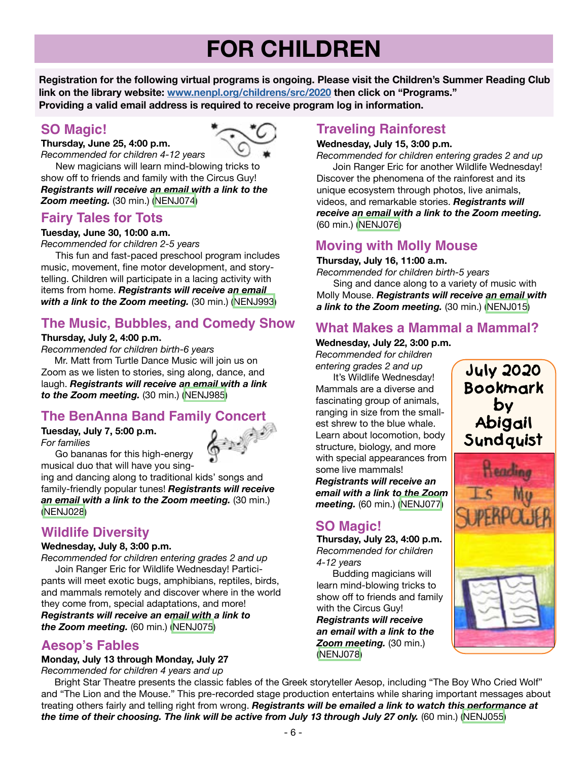# FOR CHILDREN

**Registration for the following virtual programs is ongoing. Please visit the Children's Summer Reading Club link on the library website: www.nenpl.org/childrens/src/2020 then click on "Programs." Providing a valid email address is required to receive program log in information.**

## SO Magic!

**Thursday, June 25, 4:00 p.m.**
*Recommended for children 4-12 years*

New magicians will learn mind-blowing tricks to show off to friends and family with the Circus Guy! ***Registrants will receive an email with a link to the Zoom meeting.*** (30 min.) (NENJ074)

## Fairy Tales for Tots

**Tuesday, June 30, 10:00 a.m.**
*Recommended for children 2-5 years*

This fun and fast-paced preschool program includes music, movement, fine motor development, and storytelling. Children will participate in a lacing activity with items from home. ***Registrants will receive an email with a link to the Zoom meeting.*** (30 min.) (NENJ993)

## The Music, Bubbles, and Comedy Show

**Thursday, July 2, 4:00 p.m.**
*Recommended for children birth-6 years*

Mr. Matt from Turtle Dance Music will join us on Zoom as we listen to stories, sing along, dance, and laugh. ***Registrants will receive an email with a link to the Zoom meeting.*** (30 min.) (NENJ985)

## The BenAnna Band Family Concert

**Tuesday, July 7, 5:00 p.m.**
*For families*

Go bananas for this high-energy musical duo that will have you singing and dancing along to traditional kids' songs and family-friendly popular tunes! ***Registrants will receive an email with a link to the Zoom meeting.*** (30 min.) (NENJ028)

## Wildlife Diversity

**Wednesday, July 8, 3:00 p.m.**
*Recommended for children entering grades 2 and up*

Join Ranger Eric for Wildlife Wednesday! Participants will meet exotic bugs, amphibians, reptiles, birds, and mammals remotely and discover where in the world they come from, special adaptations, and more! ***Registrants will receive an email with a link to the Zoom meeting.*** (60 min.) (NENJ075)

## Aesop's Fables

**Monday, July 13 through Monday, July 27**
*Recommended for children 4 years and up*

Bright Star Theatre presents the classic fables of the Greek storyteller Aesop, including "The Boy Who Cried Wolf" and "The Lion and the Mouse." This pre-recorded stage production entertains while sharing important messages about treating others fairly and telling right from wrong. ***Registrants will be emailed a link to watch this performance at the time of their choosing. The link will be active from July 13 through July 27 only.*** (60 min.) (NENJ055)

## Traveling Rainforest

**Wednesday, July 15, 3:00 p.m.**
*Recommended for children entering grades 2 and up*

Join Ranger Eric for another Wildlife Wednesday! Discover the phenomena of the rainforest and its unique ecosystem through photos, live animals, videos, and remarkable stories. ***Registrants will receive an email with a link to the Zoom meeting.*** (60 min.) (NENJ076)

## Moving with Molly Mouse

**Thursday, July 16, 11:00 a.m.**
*Recommended for children birth-5 years*

Sing and dance along to a variety of music with Molly Mouse. ***Registrants will receive an email with a link to the Zoom meeting.*** (30 min.) (NENJ015)

## What Makes a Mammal a Mammal?

**Wednesday, July 22, 3:00 p.m.**
*Recommended for children entering grades 2 and up*

It's Wildlife Wednesday! Mammals are a diverse and fascinating group of animals, ranging in size from the smallest shrew to the blue whale. Learn about locomotion, body structure, biology, and more with special appearances from some live mammals! ***Registrants will receive an email with a link to the Zoom meeting.*** (60 min.) (NENJ077)

## SO Magic!

**Thursday, July 23, 4:00 p.m.**
*Recommended for children 4-12 years*

Budding magicians will learn mind-blowing tricks to show off to friends and family with the Circus Guy! ***Registrants will receive an email with a link to the Zoom meeting.*** (30 min.) (NENJ078)

**July 2020 Bookmark by Abigail Sundquist**

Reading Is My SUPERPOWER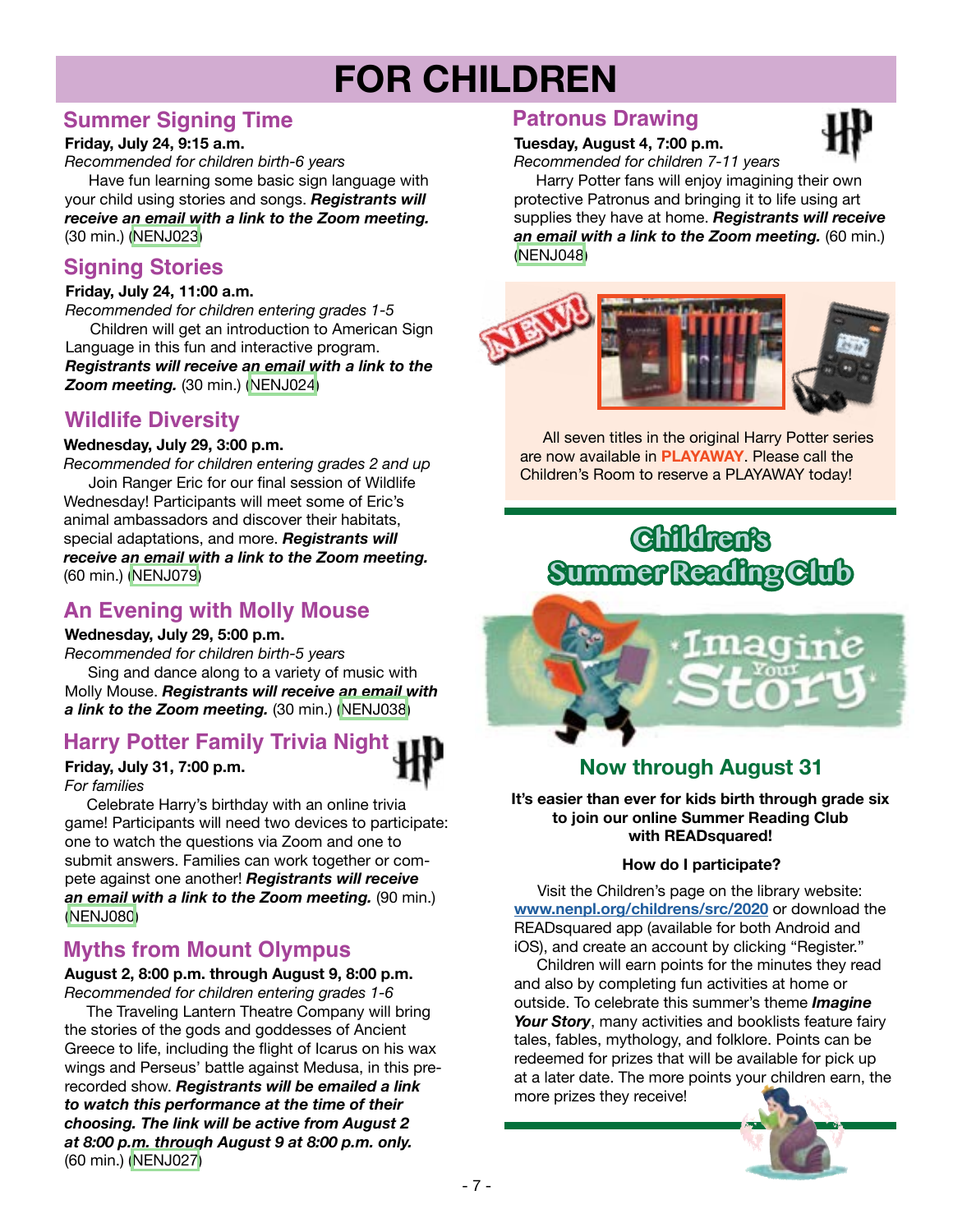# FOR CHILDREN

## Summer Signing Time

**Friday, July 24, 9:15 a.m.**

*Recommended for children birth-6 years*

Have fun learning some basic sign language with your child using stories and songs. ***Registrants will receive an email with a link to the Zoom meeting.*** (30 min.) (NENJ023)

## Signing Stories

**Friday, July 24, 11:00 a.m.**

*Recommended for children entering grades 1-5*

Children will get an introduction to American Sign Language in this fun and interactive program. ***Registrants will receive an email with a link to the Zoom meeting.*** (30 min.) (NENJ024)

## Wildlife Diversity

**Wednesday, July 29, 3:00 p.m.**

*Recommended for children entering grades 2 and up*

Join Ranger Eric for our final session of Wildlife Wednesday! Participants will meet some of Eric's animal ambassadors and discover their habitats, special adaptations, and more. ***Registrants will receive an email with a link to the Zoom meeting.*** (60 min.) (NENJ079)

## An Evening with Molly Mouse

**Wednesday, July 29, 5:00 p.m.**

*Recommended for children birth-5 years*

Sing and dance along to a variety of music with Molly Mouse. ***Registrants will receive an email with a link to the Zoom meeting.*** (30 min.) (NENJ038)

## Harry Potter Family Trivia Night

**Friday, July 31, 7:00 p.m.**

*For families*

Celebrate Harry's birthday with an online trivia game! Participants will need two devices to participate: one to watch the questions via Zoom and one to submit answers. Families can work together or compete against one another! ***Registrants will receive an email with a link to the Zoom meeting.*** (90 min.) (NENJ080)

## Myths from Mount Olympus

**August 2, 8:00 p.m. through August 9, 8:00 p.m.**

*Recommended for children entering grades 1-6*

The Traveling Lantern Theatre Company will bring the stories of the gods and goddesses of Ancient Greece to life, including the flight of Icarus on his wax wings and Perseus' battle against Medusa, in this pre-recorded show. ***Registrants will be emailed a link to watch this performance at the time of their choosing. The link will be active from August 2 at 8:00 p.m. through August 9 at 8:00 p.m. only.*** (60 min.) (NENJ027)

## Patronus Drawing

**Tuesday, August 4, 7:00 p.m.**

*Recommended for children 7-11 years*

Harry Potter fans will enjoy imagining their own protective Patronus and bringing it to life using art supplies they have at home. ***Registrants will receive an email with a link to the Zoom meeting.*** (60 min.) (NENJ048)

NEW!

All seven titles in the original Harry Potter series are now available in **PLAYAWAY**. Please call the Children's Room to reserve a PLAYAWAY today!

## Children's Summer Reading Club

Imagine Your Story

### Now through August 31

**It's easier than ever for kids birth through grade six to join our online Summer Reading Club with READsquared!**

**How do I participate?**

Visit the Children's page on the library website: **www.nenpl.org/childrens/src/2020** or download the READsquared app (available for both Android and iOS), and create an account by clicking "Register."

Children will earn points for the minutes they read and also by completing fun activities at home or outside. To celebrate this summer's theme ***Imagine Your Story***, many activities and booklists feature fairy tales, fables, mythology, and folklore. Points can be redeemed for prizes that will be available for pick up at a later date. The more points your children earn, the more prizes they receive!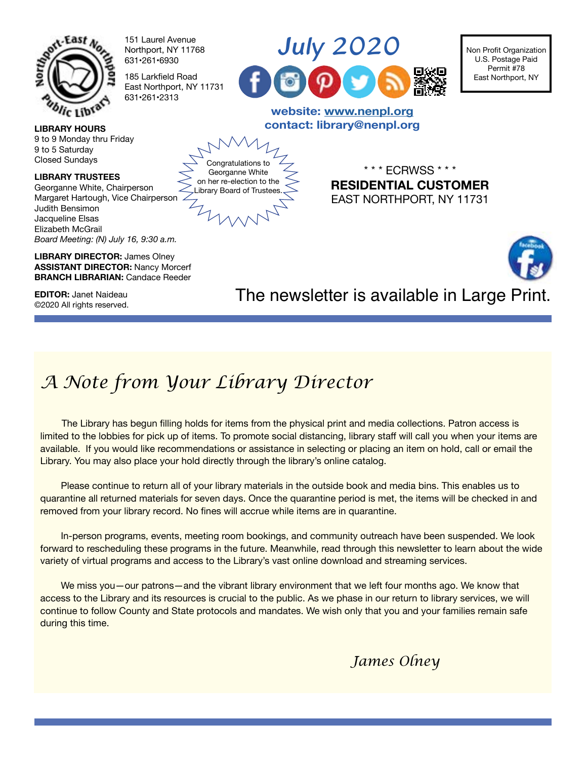151 Laurel Avenue
Northport, NY 11768
631•261•6930

185 Larkfield Road
East Northport, NY 11731
631•261•2313

# July 2020

**website: www.nenpl.org**
**contact: library@nenpl.org**

Non Profit Organization
U.S. Postage Paid
Permit #78
East Northport, NY

**LIBRARY HOURS**
9 to 9 Monday thru Friday
9 to 5 Saturday
Closed Sundays

**LIBRARY TRUSTEES**
Georganne White, Chairperson
Margaret Hartough, Vice Chairperson
Judith Bensimon
Jacqueline Elsas
Elizabeth McGrail
*Board Meeting: (N) July 16, 9:30 a.m.*

Congratulations to Georganne White on her re-election to the Library Board of Trustees.

\* \* \* ECRWSS \* \* \*
**RESIDENTIAL CUSTOMER**
EAST NORTHPORT, NY 11731

**LIBRARY DIRECTOR:** James Olney
**ASSISTANT DIRECTOR:** Nancy Morcerf
**BRANCH LIBRARIAN:** Candace Reeder

**EDITOR:** Janet Naideau
©2020 All rights reserved.

The newsletter is available in Large Print.

## *A Note from Your Library Director*

The Library has begun filling holds for items from the physical print and media collections. Patron access is limited to the lobbies for pick up of items. To promote social distancing, library staff will call you when your items are available. If you would like recommendations or assistance in selecting or placing an item on hold, call or email the Library. You may also place your hold directly through the library's online catalog.

Please continue to return all of your library materials in the outside book and media bins. This enables us to quarantine all returned materials for seven days. Once the quarantine period is met, the items will be checked in and removed from your library record. No fines will accrue while items are in quarantine.

In-person programs, events, meeting room bookings, and community outreach have been suspended. We look forward to rescheduling these programs in the future. Meanwhile, read through this newsletter to learn about the wide variety of virtual programs and access to the Library's vast online download and streaming services.

We miss you—our patrons—and the vibrant library environment that we left four months ago. We know that access to the Library and its resources is crucial to the public. As we phase in our return to library services, we will continue to follow County and State protocols and mandates. We wish only that you and your families remain safe during this time.

*James Olney*